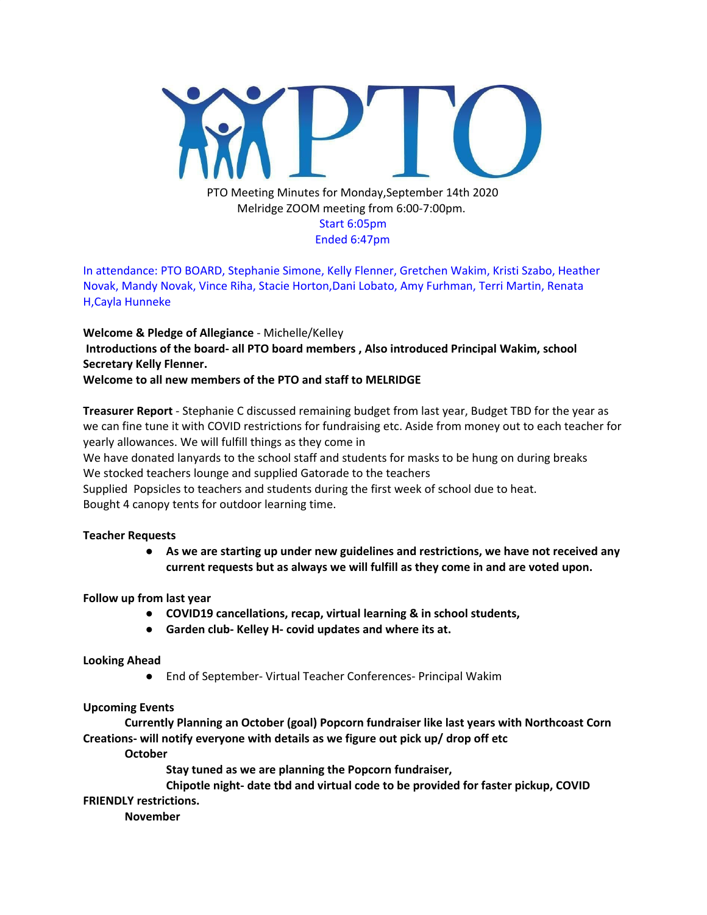PTO Meeting Minutes for Monday,September 14th 2020
Melridge ZOOM meeting from 6:00-7:00pm.
Start 6:05pm
Ended 6:47pm

In attendance: PTO BOARD, Stephanie Simone, Kelly Flenner, Gretchen Wakim, Kristi Szabo, Heather Novak, Mandy Novak, Vince Riha, Stacie Horton,Dani Lobato, Amy Furhman, Terri Martin, Renata H,Cayla Hunneke

**Welcome & Pledge of Allegiance** - Michelle/Kelley
**Introductions of the board- all PTO board members , Also introduced Principal Wakim, school Secretary Kelly Flenner.**
**Welcome to all new members of the PTO and staff to MELRIDGE**

**Treasurer Report** - Stephanie C discussed remaining budget from last year, Budget TBD for the year as we can fine tune it with COVID restrictions for fundraising etc. Aside from money out to each teacher for yearly allowances. We will fulfill things as they come in
We have donated lanyards to the school staff and students for masks to be hung on during breaks
We stocked teachers lounge and supplied Gatorade to the teachers
Supplied Popsicles to teachers and students during the first week of school due to heat.
Bought 4 canopy tents for outdoor learning time.

**Teacher Requests**

- **As we are starting up under new guidelines and restrictions, we have not received any current requests but as always we will fulfill as they come in and are voted upon.**

**Follow up from last year**

- **COVID19 cancellations, recap, virtual learning & in school students,**
- **Garden club- Kelley H- covid updates and where its at.**

**Looking Ahead**

- End of September- Virtual Teacher Conferences- Principal Wakim

**Upcoming Events**

**Currently Planning an October (goal) Popcorn fundraiser like last years with Northcoast Corn Creations- will notify everyone with details as we figure out pick up/ drop off etc**

**October**

**Stay tuned as we are planning the Popcorn fundraiser,**

**Chipotle night- date tbd and virtual code to be provided for faster pickup, COVID FRIENDLY restrictions.**

**November**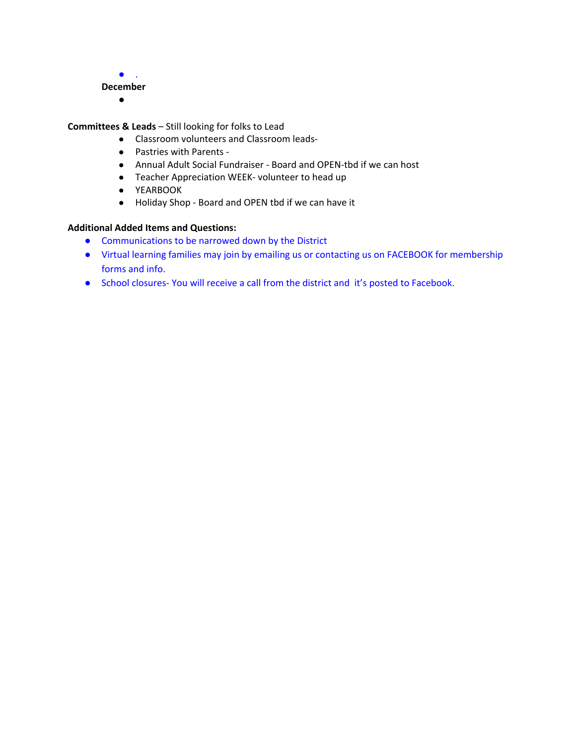- .

**December**

- 

**Committees & Leads** – Still looking for folks to Lead

- Classroom volunteers and Classroom leads-
- Pastries with Parents -
- Annual Adult Social Fundraiser - Board and OPEN-tbd if we can host
- Teacher Appreciation WEEK- volunteer to head up
- YEARBOOK
- Holiday Shop - Board and OPEN tbd if we can have it

**Additional Added Items and Questions:**

- Communications to be narrowed down by the District
- Virtual learning families may join by emailing us or contacting us on FACEBOOK for membership forms and info.
- School closures- You will receive a call from the district and it's posted to Facebook.